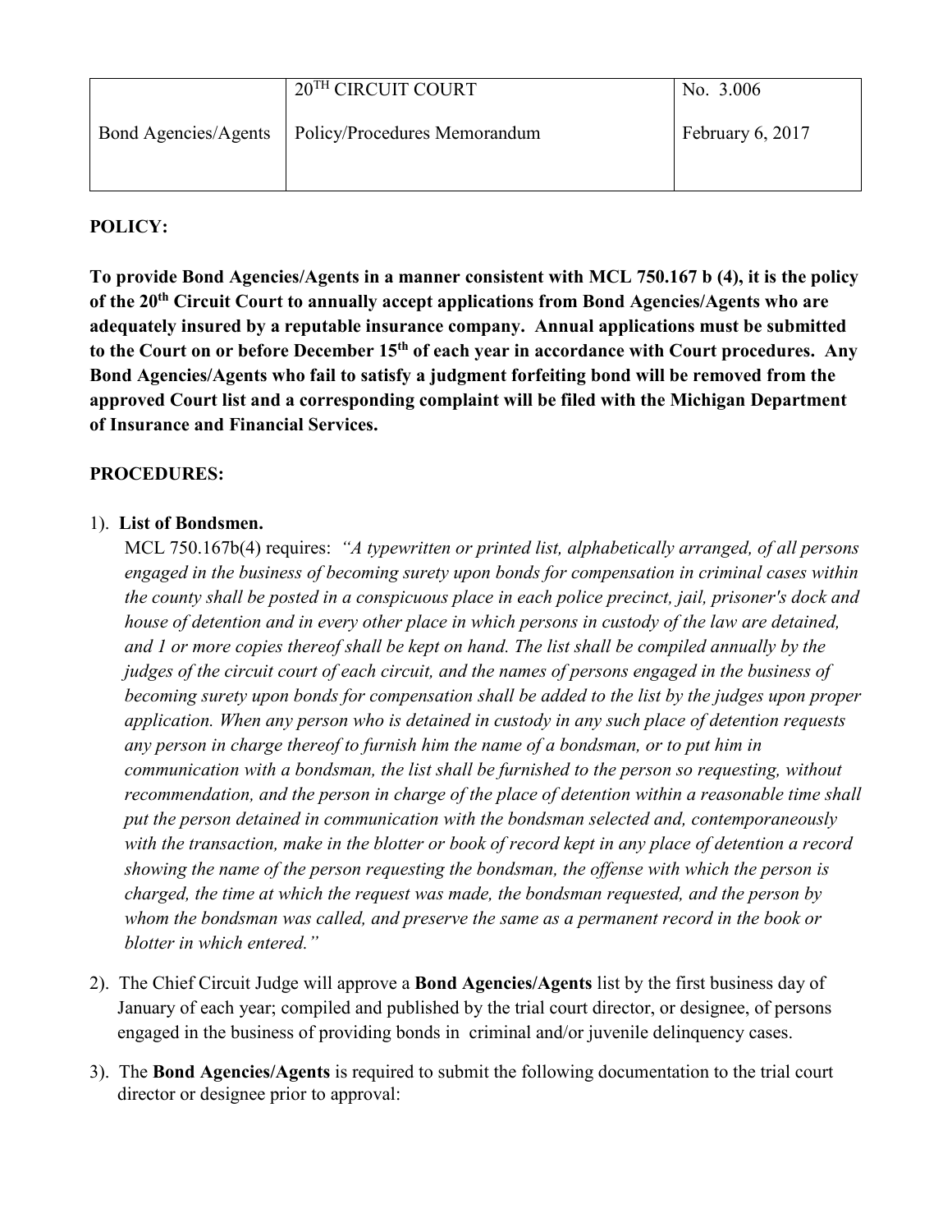|  | 20TH CIRCUIT COURT | No. 3.006 |
| --- | --- | --- |
| Bond Agencies/Agents | Policy/Procedures Memorandum | February 6, 2017 |

**POLICY:**

**To provide Bond Agencies/Agents in a manner consistent with MCL 750.167 b (4), it is the policy of the 20th Circuit Court to annually accept applications from Bond Agencies/Agents who are adequately insured by a reputable insurance company. Annual applications must be submitted to the Court on or before December 15th of each year in accordance with Court procedures. Any Bond Agencies/Agents who fail to satisfy a judgment forfeiting bond will be removed from the approved Court list and a corresponding complaint will be filed with the Michigan Department of Insurance and Financial Services.**

**PROCEDURES:**

1). **List of Bondsmen.**
MCL 750.167b(4) requires: *"A typewritten or printed list, alphabetically arranged, of all persons engaged in the business of becoming surety upon bonds for compensation in criminal cases within the county shall be posted in a conspicuous place in each police precinct, jail, prisoner's dock and house of detention and in every other place in which persons in custody of the law are detained, and 1 or more copies thereof shall be kept on hand. The list shall be compiled annually by the judges of the circuit court of each circuit, and the names of persons engaged in the business of becoming surety upon bonds for compensation shall be added to the list by the judges upon proper application. When any person who is detained in custody in any such place of detention requests any person in charge thereof to furnish him the name of a bondsman, or to put him in communication with a bondsman, the list shall be furnished to the person so requesting, without recommendation, and the person in charge of the place of detention within a reasonable time shall put the person detained in communication with the bondsman selected and, contemporaneously with the transaction, make in the blotter or book of record kept in any place of detention a record showing the name of the person requesting the bondsman, the offense with which the person is charged, the time at which the request was made, the bondsman requested, and the person by whom the bondsman was called, and preserve the same as a permanent record in the book or blotter in which entered."*

2). The Chief Circuit Judge will approve a **Bond Agencies/Agents** list by the first business day of January of each year; compiled and published by the trial court director, or designee, of persons engaged in the business of providing bonds in criminal and/or juvenile delinquency cases.

3). The **Bond Agencies/Agents** is required to submit the following documentation to the trial court director or designee prior to approval: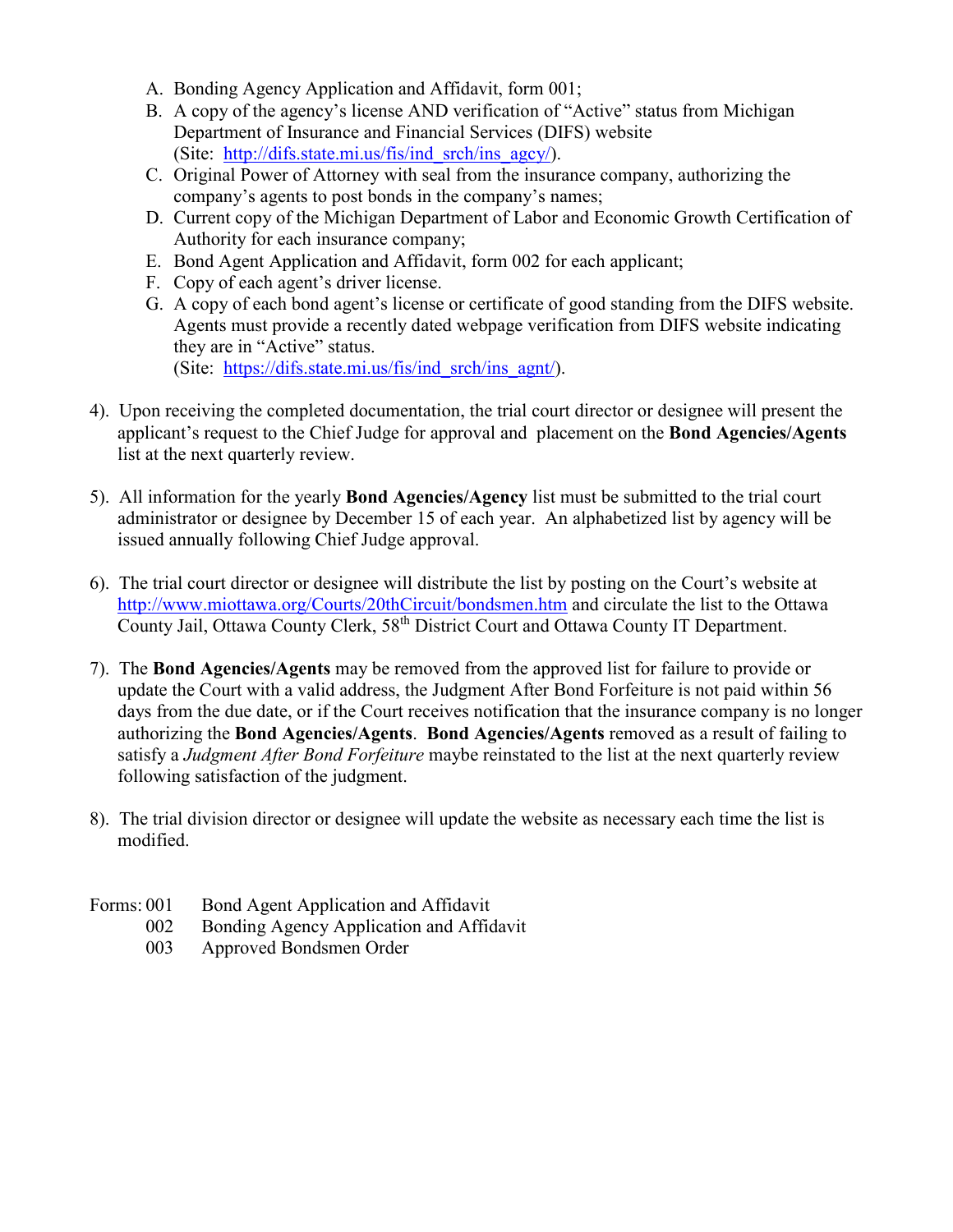A. Bonding Agency Application and Affidavit, form 001;
B. A copy of the agency's license AND verification of "Active" status from Michigan Department of Insurance and Financial Services (DIFS) website (Site: http://difs.state.mi.us/fis/ind_srch/ins_agcy/).
C. Original Power of Attorney with seal from the insurance company, authorizing the company's agents to post bonds in the company's names;
D. Current copy of the Michigan Department of Labor and Economic Growth Certification of Authority for each insurance company;
E. Bond Agent Application and Affidavit, form 002 for each applicant;
F. Copy of each agent's driver license.
G. A copy of each bond agent's license or certificate of good standing from the DIFS website. Agents must provide a recently dated webpage verification from DIFS website indicating they are in "Active" status. (Site: https://difs.state.mi.us/fis/ind_srch/ins_agnt/).

4). Upon receiving the completed documentation, the trial court director or designee will present the applicant's request to the Chief Judge for approval and placement on the **Bond Agencies/Agents** list at the next quarterly review.

5). All information for the yearly **Bond Agencies/Agency** list must be submitted to the trial court administrator or designee by December 15 of each year. An alphabetized list by agency will be issued annually following Chief Judge approval.

6). The trial court director or designee will distribute the list by posting on the Court's website at http://www.miottawa.org/Courts/20thCircuit/bondsmen.htm and circulate the list to the Ottawa County Jail, Ottawa County Clerk, 58th District Court and Ottawa County IT Department.

7). The **Bond Agencies/Agents** may be removed from the approved list for failure to provide or update the Court with a valid address, the Judgment After Bond Forfeiture is not paid within 56 days from the due date, or if the Court receives notification that the insurance company is no longer authorizing the **Bond Agencies/Agents**. **Bond Agencies/Agents** removed as a result of failing to satisfy a *Judgment After Bond Forfeiture* maybe reinstated to the list at the next quarterly review following satisfaction of the judgment.

8). The trial division director or designee will update the website as necessary each time the list is modified.

Forms: 001 Bond Agent Application and Affidavit
002 Bonding Agency Application and Affidavit
003 Approved Bondsmen Order